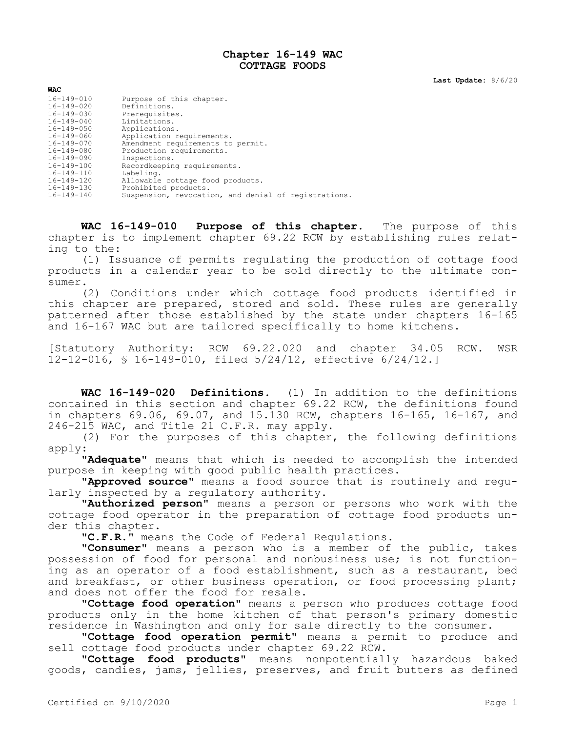# Chapter 16-149 WAC
# COTTAGE FOODS

**Last Update:** 8/6/20

**WAC**

| | |
|---|---|
| 16-149-010 | Purpose of this chapter. |
| 16-149-020 | Definitions. |
| 16-149-030 | Prerequisites. |
| 16-149-040 | Limitations. |
| 16-149-050 | Applications. |
| 16-149-060 | Application requirements. |
| 16-149-070 | Amendment requirements to permit. |
| 16-149-080 | Production requirements. |
| 16-149-090 | Inspections. |
| 16-149-100 | Recordkeeping requirements. |
| 16-149-110 | Labeling. |
| 16-149-120 | Allowable cottage food products. |
| 16-149-130 | Prohibited products. |
| 16-149-140 | Suspension, revocation, and denial of registrations. |

**WAC 16-149-010 Purpose of this chapter.** The purpose of this chapter is to implement chapter 69.22 RCW by establishing rules relating to the:

(1) Issuance of permits regulating the production of cottage food products in a calendar year to be sold directly to the ultimate consumer.

(2) Conditions under which cottage food products identified in this chapter are prepared, stored and sold. These rules are generally patterned after those established by the state under chapters 16-165 and 16-167 WAC but are tailored specifically to home kitchens.

[Statutory Authority: RCW 69.22.020 and chapter 34.05 RCW. WSR 12-12-016, § 16-149-010, filed 5/24/12, effective 6/24/12.]

**WAC 16-149-020 Definitions.** (1) In addition to the definitions contained in this section and chapter 69.22 RCW, the definitions found in chapters 69.06, 69.07, and 15.130 RCW, chapters 16-165, 16-167, and 246-215 WAC, and Title 21 C.F.R. may apply.

(2) For the purposes of this chapter, the following definitions apply:

"**Adequate**" means that which is needed to accomplish the intended purpose in keeping with good public health practices.

"**Approved source**" means a food source that is routinely and regularly inspected by a regulatory authority.

"**Authorized person**" means a person or persons who work with the cottage food operator in the preparation of cottage food products under this chapter.

"**C.F.R.**" means the Code of Federal Regulations.

"**Consumer**" means a person who is a member of the public, takes possession of food for personal and nonbusiness use; is not functioning as an operator of a food establishment, such as a restaurant, bed and breakfast, or other business operation, or food processing plant; and does not offer the food for resale.

"**Cottage food operation**" means a person who produces cottage food products only in the home kitchen of that person's primary domestic residence in Washington and only for sale directly to the consumer.

"**Cottage food operation permit**" means a permit to produce and sell cottage food products under chapter 69.22 RCW.

"**Cottage food products**" means nonpotentially hazardous baked goods, candies, jams, jellies, preserves, and fruit butters as defined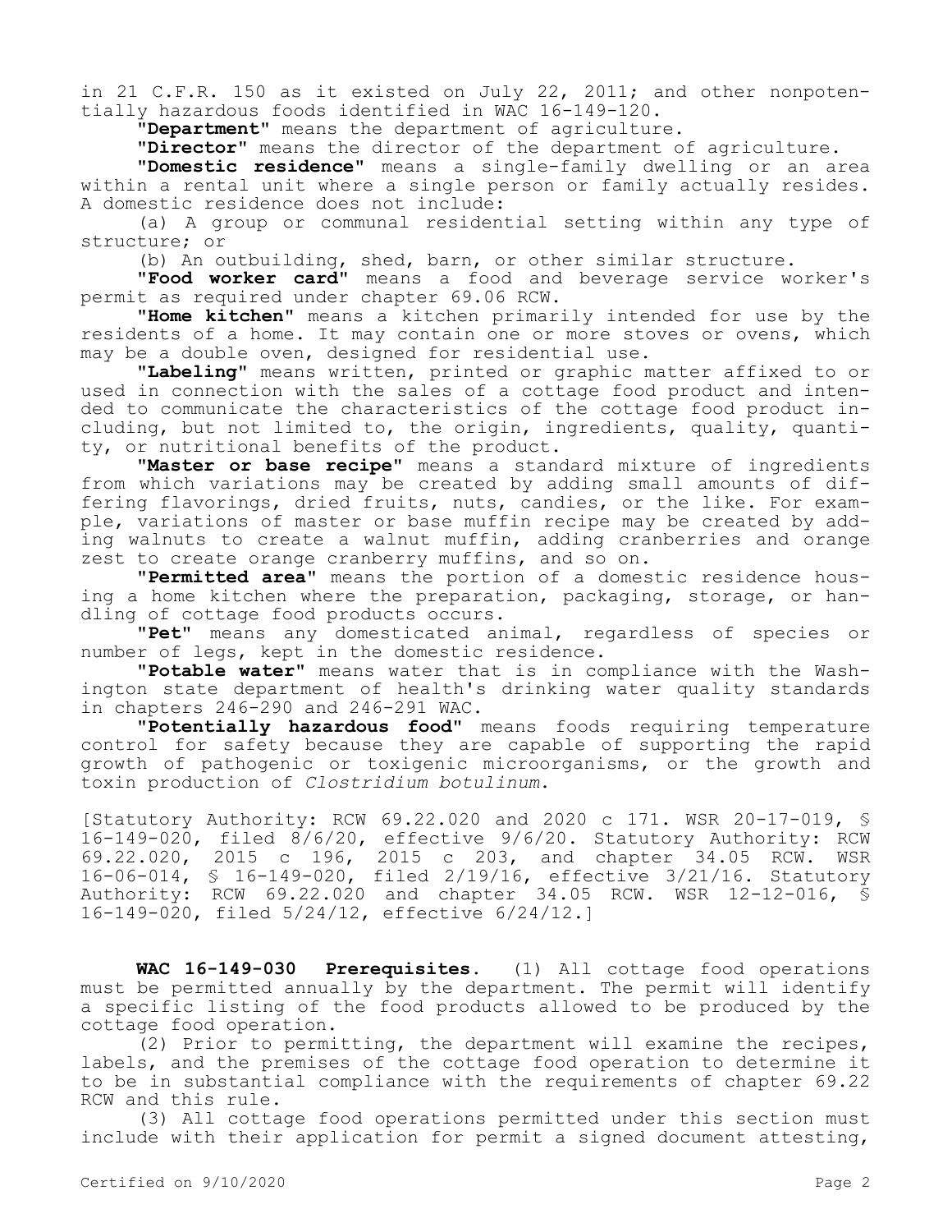in 21 C.F.R. 150 as it existed on July 22, 2011; and other nonpotentially hazardous foods identified in WAC 16-149-120.

**"Department"** means the department of agriculture.

**"Director"** means the director of the department of agriculture.

**"Domestic residence"** means a single-family dwelling or an area within a rental unit where a single person or family actually resides. A domestic residence does not include:

(a) A group or communal residential setting within any type of structure; or

(b) An outbuilding, shed, barn, or other similar structure.

**"Food worker card"** means a food and beverage service worker's permit as required under chapter 69.06 RCW.

**"Home kitchen"** means a kitchen primarily intended for use by the residents of a home. It may contain one or more stoves or ovens, which may be a double oven, designed for residential use.

**"Labeling"** means written, printed or graphic matter affixed to or used in connection with the sales of a cottage food product and intended to communicate the characteristics of the cottage food product including, but not limited to, the origin, ingredients, quality, quantity, or nutritional benefits of the product.

**"Master or base recipe"** means a standard mixture of ingredients from which variations may be created by adding small amounts of differing flavorings, dried fruits, nuts, candies, or the like. For example, variations of master or base muffin recipe may be created by adding walnuts to create a walnut muffin, adding cranberries and orange zest to create orange cranberry muffins, and so on.

**"Permitted area"** means the portion of a domestic residence housing a home kitchen where the preparation, packaging, storage, or handling of cottage food products occurs.

**"Pet"** means any domesticated animal, regardless of species or number of legs, kept in the domestic residence.

**"Potable water"** means water that is in compliance with the Washington state department of health's drinking water quality standards in chapters 246-290 and 246-291 WAC.

**"Potentially hazardous food"** means foods requiring temperature control for safety because they are capable of supporting the rapid growth of pathogenic or toxigenic microorganisms, or the growth and toxin production of *Clostridium botulinum*.

[Statutory Authority: RCW 69.22.020 and 2020 c 171. WSR 20-17-019, § 16-149-020, filed 8/6/20, effective 9/6/20. Statutory Authority: RCW 69.22.020, 2015 c 196, 2015 c 203, and chapter 34.05 RCW. WSR 16-06-014, § 16-149-020, filed 2/19/16, effective 3/21/16. Statutory Authority: RCW 69.22.020 and chapter 34.05 RCW. WSR 12-12-016, § 16-149-020, filed 5/24/12, effective 6/24/12.]

**WAC 16-149-030 Prerequisites.** (1) All cottage food operations must be permitted annually by the department. The permit will identify a specific listing of the food products allowed to be produced by the cottage food operation.

(2) Prior to permitting, the department will examine the recipes, labels, and the premises of the cottage food operation to determine it to be in substantial compliance with the requirements of chapter 69.22 RCW and this rule.

(3) All cottage food operations permitted under this section must include with their application for permit a signed document attesting,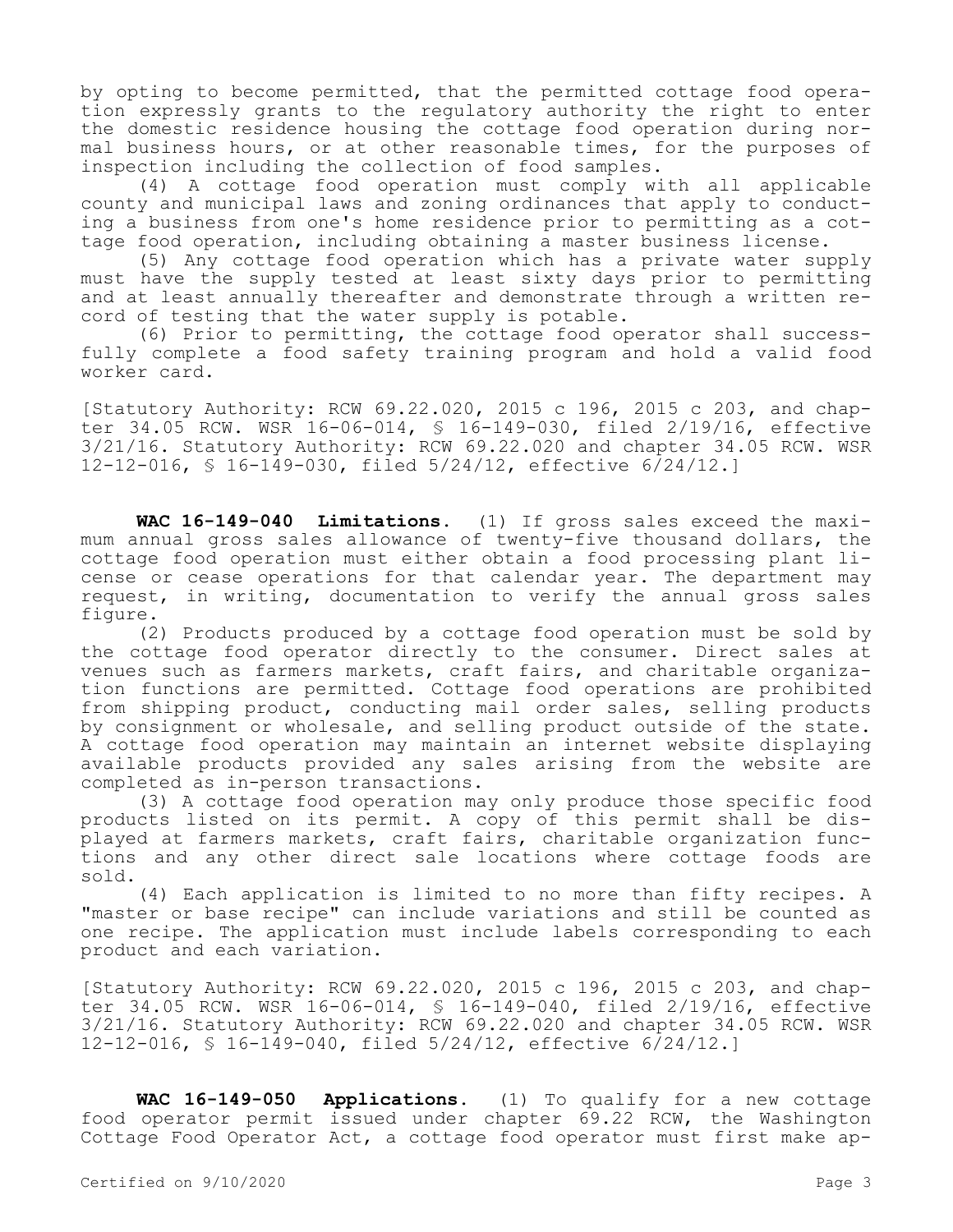by opting to become permitted, that the permitted cottage food operation expressly grants to the regulatory authority the right to enter the domestic residence housing the cottage food operation during normal business hours, or at other reasonable times, for the purposes of inspection including the collection of food samples.

(4) A cottage food operation must comply with all applicable county and municipal laws and zoning ordinances that apply to conducting a business from one's home residence prior to permitting as a cottage food operation, including obtaining a master business license.

(5) Any cottage food operation which has a private water supply must have the supply tested at least sixty days prior to permitting and at least annually thereafter and demonstrate through a written record of testing that the water supply is potable.

(6) Prior to permitting, the cottage food operator shall successfully complete a food safety training program and hold a valid food worker card.

[Statutory Authority: RCW 69.22.020, 2015 c 196, 2015 c 203, and chapter 34.05 RCW. WSR 16-06-014, § 16-149-030, filed 2/19/16, effective 3/21/16. Statutory Authority: RCW 69.22.020 and chapter 34.05 RCW. WSR 12-12-016, § 16-149-030, filed 5/24/12, effective 6/24/12.]

**WAC 16-149-040 Limitations.** (1) If gross sales exceed the maximum annual gross sales allowance of twenty-five thousand dollars, the cottage food operation must either obtain a food processing plant license or cease operations for that calendar year. The department may request, in writing, documentation to verify the annual gross sales figure.

(2) Products produced by a cottage food operation must be sold by the cottage food operator directly to the consumer. Direct sales at venues such as farmers markets, craft fairs, and charitable organization functions are permitted. Cottage food operations are prohibited from shipping product, conducting mail order sales, selling products by consignment or wholesale, and selling product outside of the state. A cottage food operation may maintain an internet website displaying available products provided any sales arising from the website are completed as in-person transactions.

(3) A cottage food operation may only produce those specific food products listed on its permit. A copy of this permit shall be displayed at farmers markets, craft fairs, charitable organization functions and any other direct sale locations where cottage foods are sold.

(4) Each application is limited to no more than fifty recipes. A "master or base recipe" can include variations and still be counted as one recipe. The application must include labels corresponding to each product and each variation.

[Statutory Authority: RCW 69.22.020, 2015 c 196, 2015 c 203, and chapter 34.05 RCW. WSR 16-06-014, § 16-149-040, filed 2/19/16, effective 3/21/16. Statutory Authority: RCW 69.22.020 and chapter 34.05 RCW. WSR 12-12-016, § 16-149-040, filed 5/24/12, effective 6/24/12.]

**WAC 16-149-050 Applications.** (1) To qualify for a new cottage food operator permit issued under chapter 69.22 RCW, the Washington Cottage Food Operator Act, a cottage food operator must first make ap-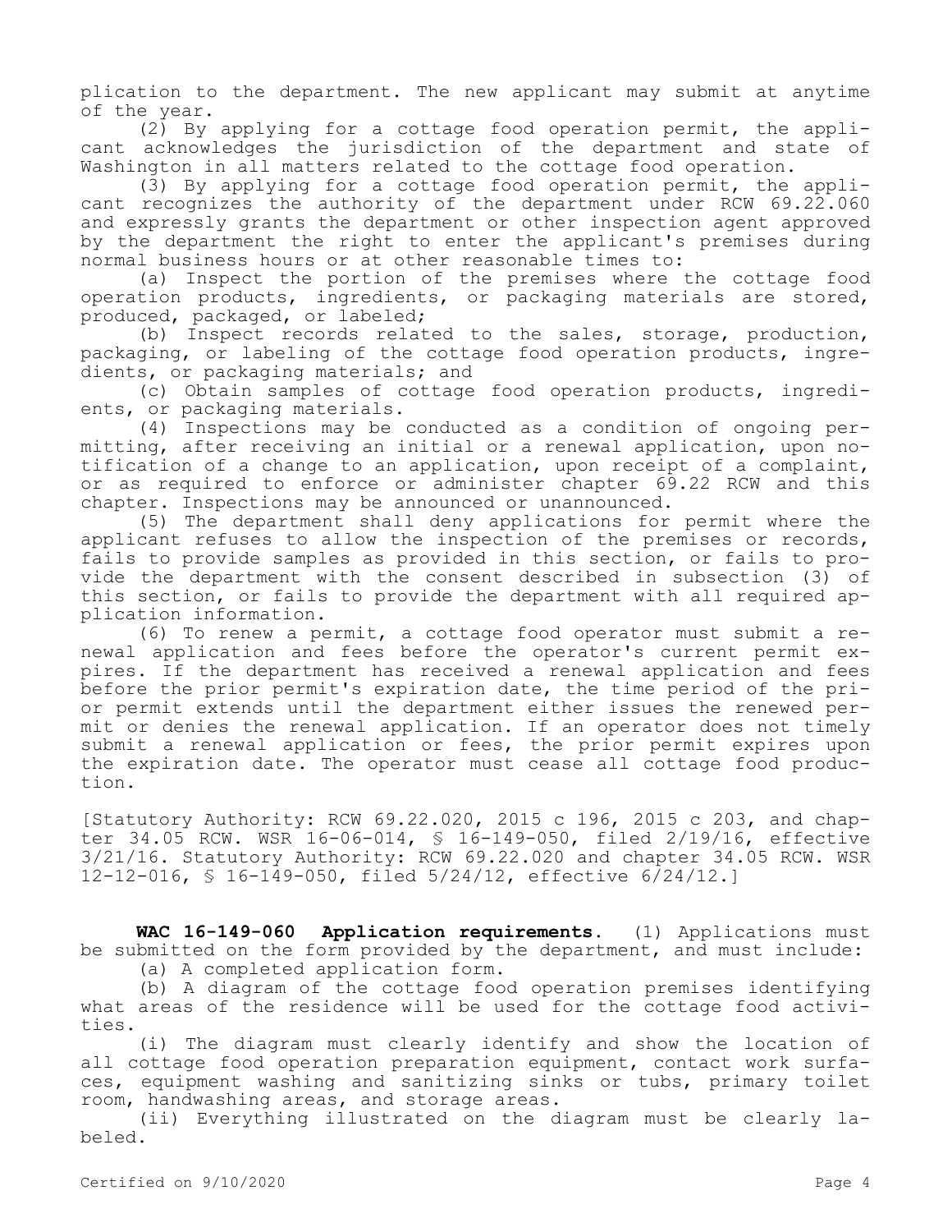plication to the department. The new applicant may submit at anytime of the year.

(2) By applying for a cottage food operation permit, the applicant acknowledges the jurisdiction of the department and state of Washington in all matters related to the cottage food operation.

(3) By applying for a cottage food operation permit, the applicant recognizes the authority of the department under RCW 69.22.060 and expressly grants the department or other inspection agent approved by the department the right to enter the applicant's premises during normal business hours or at other reasonable times to:

(a) Inspect the portion of the premises where the cottage food operation products, ingredients, or packaging materials are stored, produced, packaged, or labeled;

(b) Inspect records related to the sales, storage, production, packaging, or labeling of the cottage food operation products, ingredients, or packaging materials; and

(c) Obtain samples of cottage food operation products, ingredients, or packaging materials.

(4) Inspections may be conducted as a condition of ongoing permitting, after receiving an initial or a renewal application, upon notification of a change to an application, upon receipt of a complaint, or as required to enforce or administer chapter 69.22 RCW and this chapter. Inspections may be announced or unannounced.

(5) The department shall deny applications for permit where the applicant refuses to allow the inspection of the premises or records, fails to provide samples as provided in this section, or fails to provide the department with the consent described in subsection (3) of this section, or fails to provide the department with all required application information.

(6) To renew a permit, a cottage food operator must submit a renewal application and fees before the operator's current permit expires. If the department has received a renewal application and fees before the prior permit's expiration date, the time period of the prior permit extends until the department either issues the renewed permit or denies the renewal application. If an operator does not timely submit a renewal application or fees, the prior permit expires upon the expiration date. The operator must cease all cottage food production.

[Statutory Authority: RCW 69.22.020, 2015 c 196, 2015 c 203, and chapter 34.05 RCW. WSR 16-06-014, § 16-149-050, filed 2/19/16, effective 3/21/16. Statutory Authority: RCW 69.22.020 and chapter 34.05 RCW. WSR 12-12-016, § 16-149-050, filed 5/24/12, effective 6/24/12.]

**WAC 16-149-060 Application requirements.** (1) Applications must be submitted on the form provided by the department, and must include:

(a) A completed application form.

(b) A diagram of the cottage food operation premises identifying what areas of the residence will be used for the cottage food activities.

(i) The diagram must clearly identify and show the location of all cottage food operation preparation equipment, contact work surfaces, equipment washing and sanitizing sinks or tubs, primary toilet room, handwashing areas, and storage areas.

(ii) Everything illustrated on the diagram must be clearly labeled.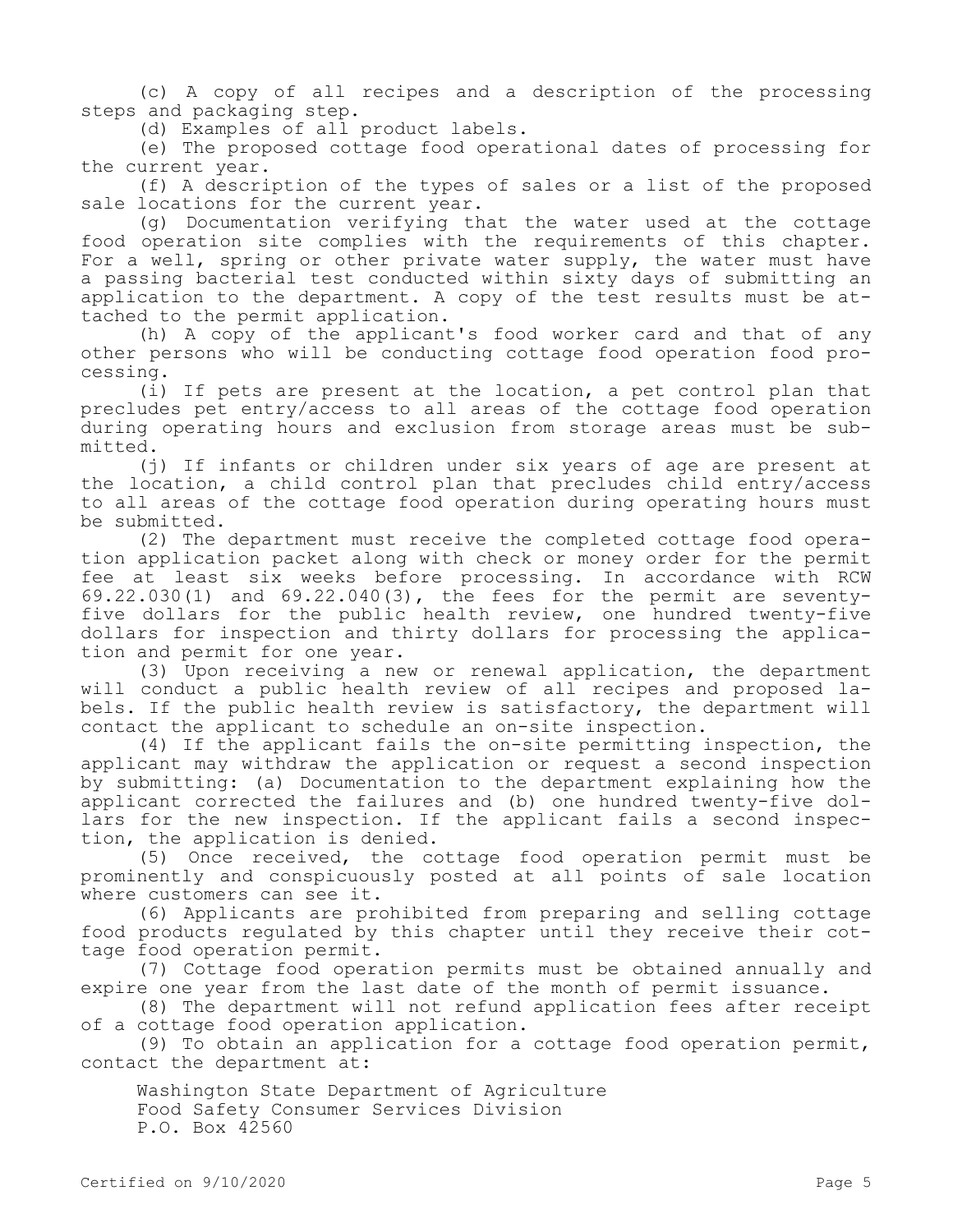(c) A copy of all recipes and a description of the processing steps and packaging step.

(d) Examples of all product labels.

(e) The proposed cottage food operational dates of processing for the current year.

(f) A description of the types of sales or a list of the proposed sale locations for the current year.

(g) Documentation verifying that the water used at the cottage food operation site complies with the requirements of this chapter. For a well, spring or other private water supply, the water must have a passing bacterial test conducted within sixty days of submitting an application to the department. A copy of the test results must be attached to the permit application.

(h) A copy of the applicant's food worker card and that of any other persons who will be conducting cottage food operation food processing.

(i) If pets are present at the location, a pet control plan that precludes pet entry/access to all areas of the cottage food operation during operating hours and exclusion from storage areas must be submitted.

(j) If infants or children under six years of age are present at the location, a child control plan that precludes child entry/access to all areas of the cottage food operation during operating hours must be submitted.

(2) The department must receive the completed cottage food operation application packet along with check or money order for the permit fee at least six weeks before processing. In accordance with RCW 69.22.030(1) and 69.22.040(3), the fees for the permit are seventy-five dollars for the public health review, one hundred twenty-five dollars for inspection and thirty dollars for processing the application and permit for one year.

(3) Upon receiving a new or renewal application, the department will conduct a public health review of all recipes and proposed labels. If the public health review is satisfactory, the department will contact the applicant to schedule an on-site inspection.

(4) If the applicant fails the on-site permitting inspection, the applicant may withdraw the application or request a second inspection by submitting: (a) Documentation to the department explaining how the applicant corrected the failures and (b) one hundred twenty-five dollars for the new inspection. If the applicant fails a second inspection, the application is denied.

(5) Once received, the cottage food operation permit must be prominently and conspicuously posted at all points of sale location where customers can see it.

(6) Applicants are prohibited from preparing and selling cottage food products regulated by this chapter until they receive their cottage food operation permit.

(7) Cottage food operation permits must be obtained annually and expire one year from the last date of the month of permit issuance.

(8) The department will not refund application fees after receipt of a cottage food operation application.

(9) To obtain an application for a cottage food operation permit, contact the department at:

Washington State Department of Agriculture
Food Safety Consumer Services Division
P.O. Box 42560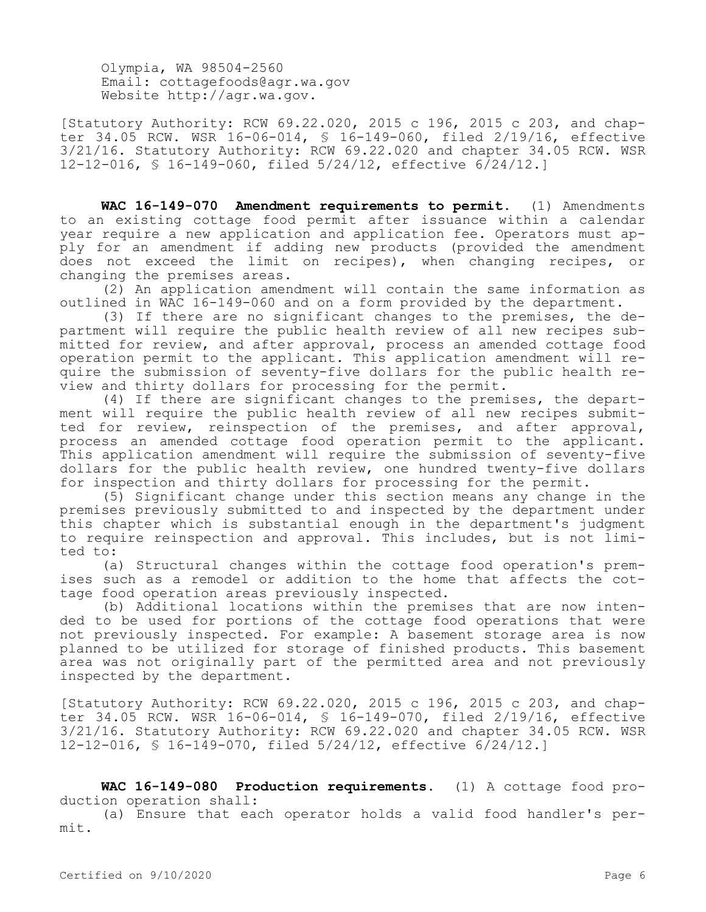Olympia, WA 98504-2560
Email: cottagefoods@agr.wa.gov
Website http://agr.wa.gov.

[Statutory Authority: RCW 69.22.020, 2015 c 196, 2015 c 203, and chapter 34.05 RCW. WSR 16-06-014, § 16-149-060, filed 2/19/16, effective 3/21/16. Statutory Authority: RCW 69.22.020 and chapter 34.05 RCW. WSR 12-12-016, § 16-149-060, filed 5/24/12, effective 6/24/12.]

**WAC 16-149-070 Amendment requirements to permit.** (1) Amendments to an existing cottage food permit after issuance within a calendar year require a new application and application fee. Operators must apply for an amendment if adding new products (provided the amendment does not exceed the limit on recipes), when changing recipes, or changing the premises areas.

(2) An application amendment will contain the same information as outlined in WAC 16-149-060 and on a form provided by the department.

(3) If there are no significant changes to the premises, the department will require the public health review of all new recipes submitted for review, and after approval, process an amended cottage food operation permit to the applicant. This application amendment will require the submission of seventy-five dollars for the public health review and thirty dollars for processing for the permit.

(4) If there are significant changes to the premises, the department will require the public health review of all new recipes submitted for review, reinspection of the premises, and after approval, process an amended cottage food operation permit to the applicant. This application amendment will require the submission of seventy-five dollars for the public health review, one hundred twenty-five dollars for inspection and thirty dollars for processing for the permit.

(5) Significant change under this section means any change in the premises previously submitted to and inspected by the department under this chapter which is substantial enough in the department's judgment to require reinspection and approval. This includes, but is not limited to:

(a) Structural changes within the cottage food operation's premises such as a remodel or addition to the home that affects the cottage food operation areas previously inspected.

(b) Additional locations within the premises that are now intended to be used for portions of the cottage food operations that were not previously inspected. For example: A basement storage area is now planned to be utilized for storage of finished products. This basement area was not originally part of the permitted area and not previously inspected by the department.

[Statutory Authority: RCW 69.22.020, 2015 c 196, 2015 c 203, and chapter 34.05 RCW. WSR 16-06-014, § 16-149-070, filed 2/19/16, effective 3/21/16. Statutory Authority: RCW 69.22.020 and chapter 34.05 RCW. WSR 12-12-016, § 16-149-070, filed 5/24/12, effective 6/24/12.]

**WAC 16-149-080 Production requirements.** (1) A cottage food production operation shall:

(a) Ensure that each operator holds a valid food handler's permit.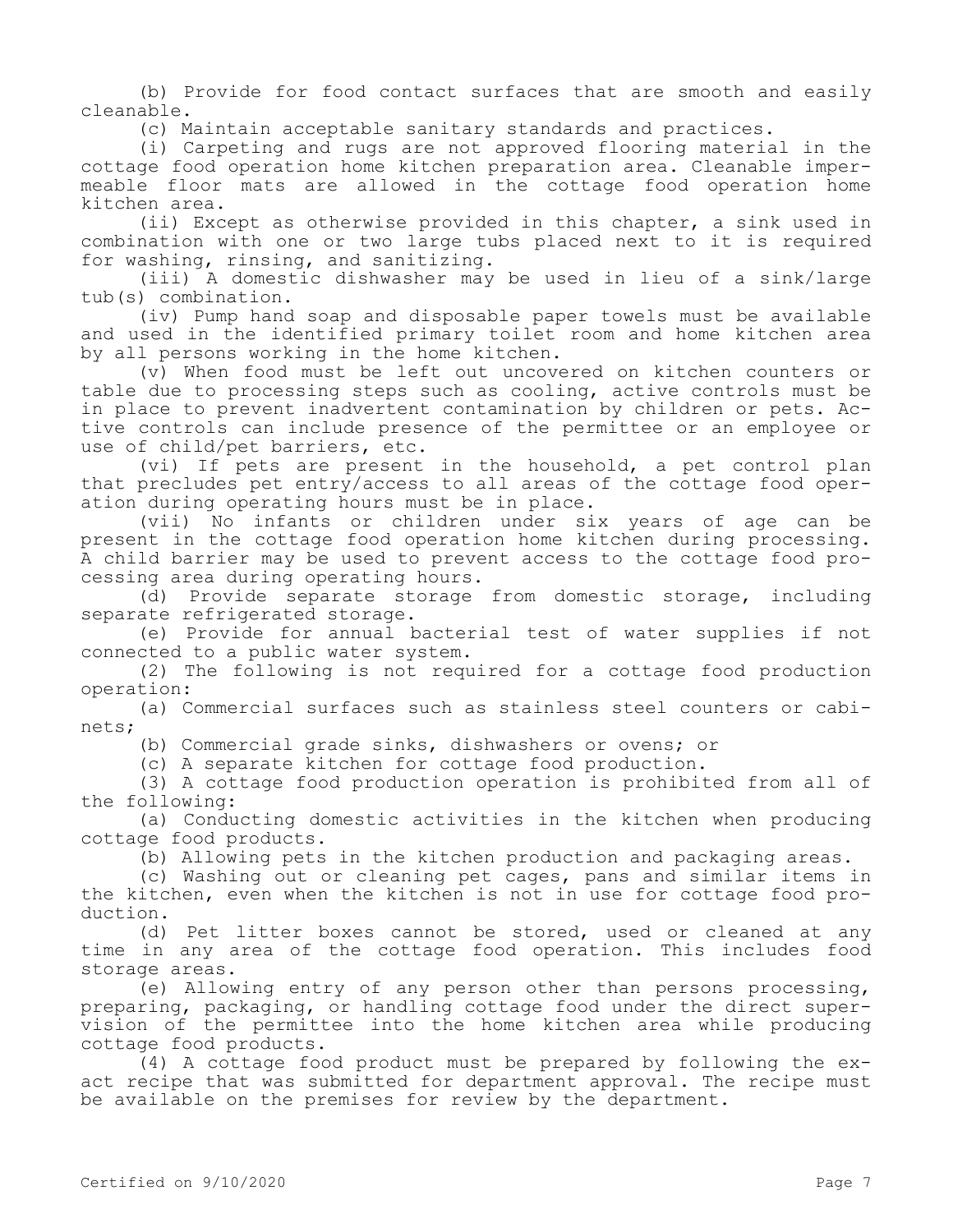(b) Provide for food contact surfaces that are smooth and easily cleanable.

(c) Maintain acceptable sanitary standards and practices.

(i) Carpeting and rugs are not approved flooring material in the cottage food operation home kitchen preparation area. Cleanable impermeable floor mats are allowed in the cottage food operation home kitchen area.

(ii) Except as otherwise provided in this chapter, a sink used in combination with one or two large tubs placed next to it is required for washing, rinsing, and sanitizing.

(iii) A domestic dishwasher may be used in lieu of a sink/large tub(s) combination.

(iv) Pump hand soap and disposable paper towels must be available and used in the identified primary toilet room and home kitchen area by all persons working in the home kitchen.

(v) When food must be left out uncovered on kitchen counters or table due to processing steps such as cooling, active controls must be in place to prevent inadvertent contamination by children or pets. Active controls can include presence of the permittee or an employee or use of child/pet barriers, etc.

(vi) If pets are present in the household, a pet control plan that precludes pet entry/access to all areas of the cottage food operation during operating hours must be in place.

(vii) No infants or children under six years of age can be present in the cottage food operation home kitchen during processing. A child barrier may be used to prevent access to the cottage food processing area during operating hours.

(d) Provide separate storage from domestic storage, including separate refrigerated storage.

(e) Provide for annual bacterial test of water supplies if not connected to a public water system.

(2) The following is not required for a cottage food production operation:

(a) Commercial surfaces such as stainless steel counters or cabinets;

(b) Commercial grade sinks, dishwashers or ovens; or

(c) A separate kitchen for cottage food production.

(3) A cottage food production operation is prohibited from all of the following:

(a) Conducting domestic activities in the kitchen when producing cottage food products.

(b) Allowing pets in the kitchen production and packaging areas.

(c) Washing out or cleaning pet cages, pans and similar items in the kitchen, even when the kitchen is not in use for cottage food production.

(d) Pet litter boxes cannot be stored, used or cleaned at any time in any area of the cottage food operation. This includes food storage areas.

(e) Allowing entry of any person other than persons processing, preparing, packaging, or handling cottage food under the direct supervision of the permittee into the home kitchen area while producing cottage food products.

(4) A cottage food product must be prepared by following the exact recipe that was submitted for department approval. The recipe must be available on the premises for review by the department.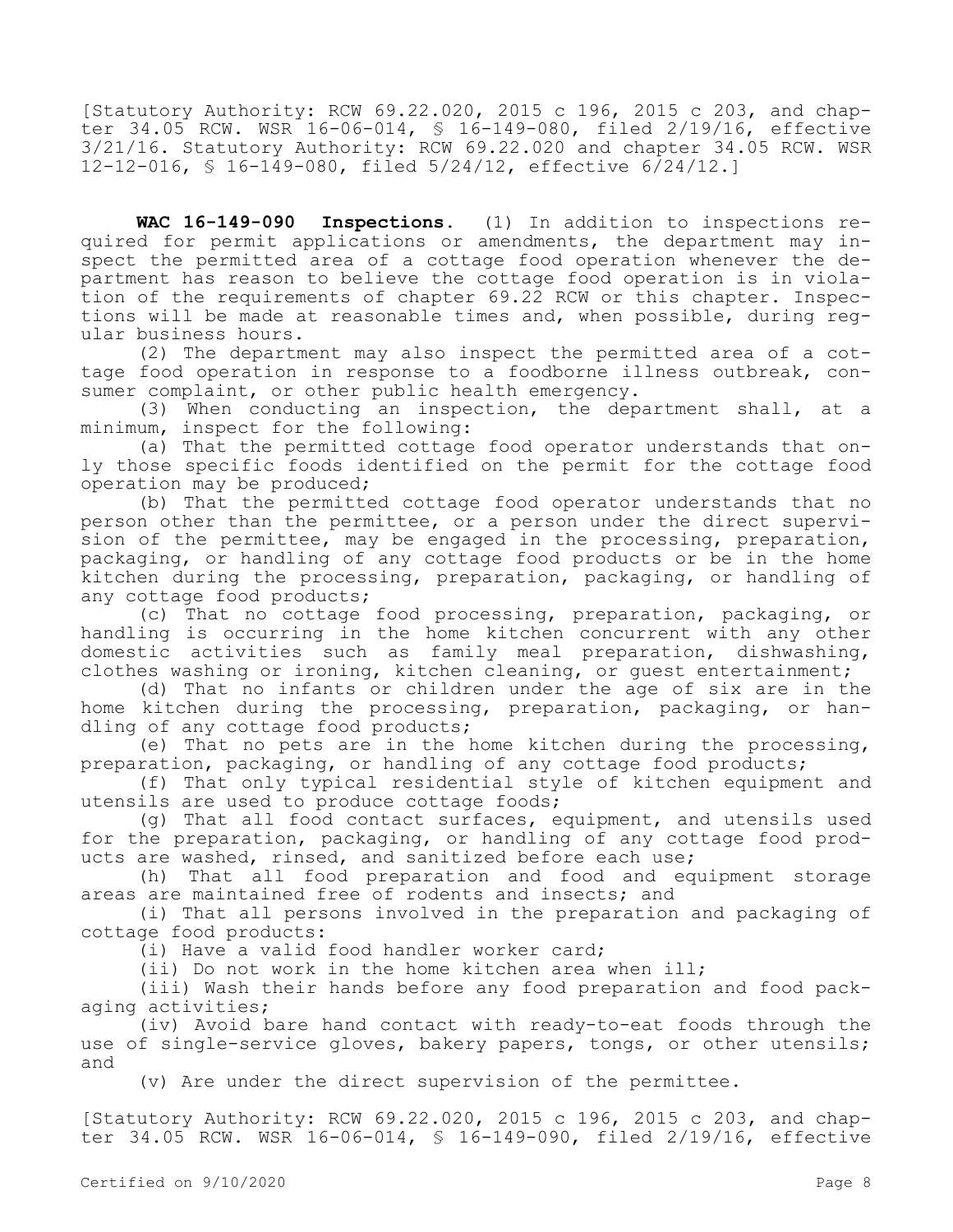[Statutory Authority: RCW 69.22.020, 2015 c 196, 2015 c 203, and chapter 34.05 RCW. WSR 16-06-014, § 16-149-080, filed 2/19/16, effective 3/21/16. Statutory Authority: RCW 69.22.020 and chapter 34.05 RCW. WSR 12-12-016, § 16-149-080, filed 5/24/12, effective 6/24/12.]

**WAC 16-149-090 Inspections.** (1) In addition to inspections required for permit applications or amendments, the department may inspect the permitted area of a cottage food operation whenever the department has reason to believe the cottage food operation is in violation of the requirements of chapter 69.22 RCW or this chapter. Inspections will be made at reasonable times and, when possible, during regular business hours.

(2) The department may also inspect the permitted area of a cottage food operation in response to a foodborne illness outbreak, consumer complaint, or other public health emergency.

(3) When conducting an inspection, the department shall, at a minimum, inspect for the following:

(a) That the permitted cottage food operator understands that only those specific foods identified on the permit for the cottage food operation may be produced;

(b) That the permitted cottage food operator understands that no person other than the permittee, or a person under the direct supervision of the permittee, may be engaged in the processing, preparation, packaging, or handling of any cottage food products or be in the home kitchen during the processing, preparation, packaging, or handling of any cottage food products;

(c) That no cottage food processing, preparation, packaging, or handling is occurring in the home kitchen concurrent with any other domestic activities such as family meal preparation, dishwashing, clothes washing or ironing, kitchen cleaning, or guest entertainment;

(d) That no infants or children under the age of six are in the home kitchen during the processing, preparation, packaging, or handling of any cottage food products;

(e) That no pets are in the home kitchen during the processing, preparation, packaging, or handling of any cottage food products;

(f) That only typical residential style of kitchen equipment and utensils are used to produce cottage foods;

(g) That all food contact surfaces, equipment, and utensils used for the preparation, packaging, or handling of any cottage food products are washed, rinsed, and sanitized before each use;

(h) That all food preparation and food and equipment storage areas are maintained free of rodents and insects; and

(i) That all persons involved in the preparation and packaging of cottage food products:

(i) Have a valid food handler worker card;

(ii) Do not work in the home kitchen area when ill;

(iii) Wash their hands before any food preparation and food packaging activities;

(iv) Avoid bare hand contact with ready-to-eat foods through the use of single-service gloves, bakery papers, tongs, or other utensils; and

(v) Are under the direct supervision of the permittee.

[Statutory Authority: RCW 69.22.020, 2015 c 196, 2015 c 203, and chapter 34.05 RCW. WSR 16-06-014, § 16-149-090, filed 2/19/16, effective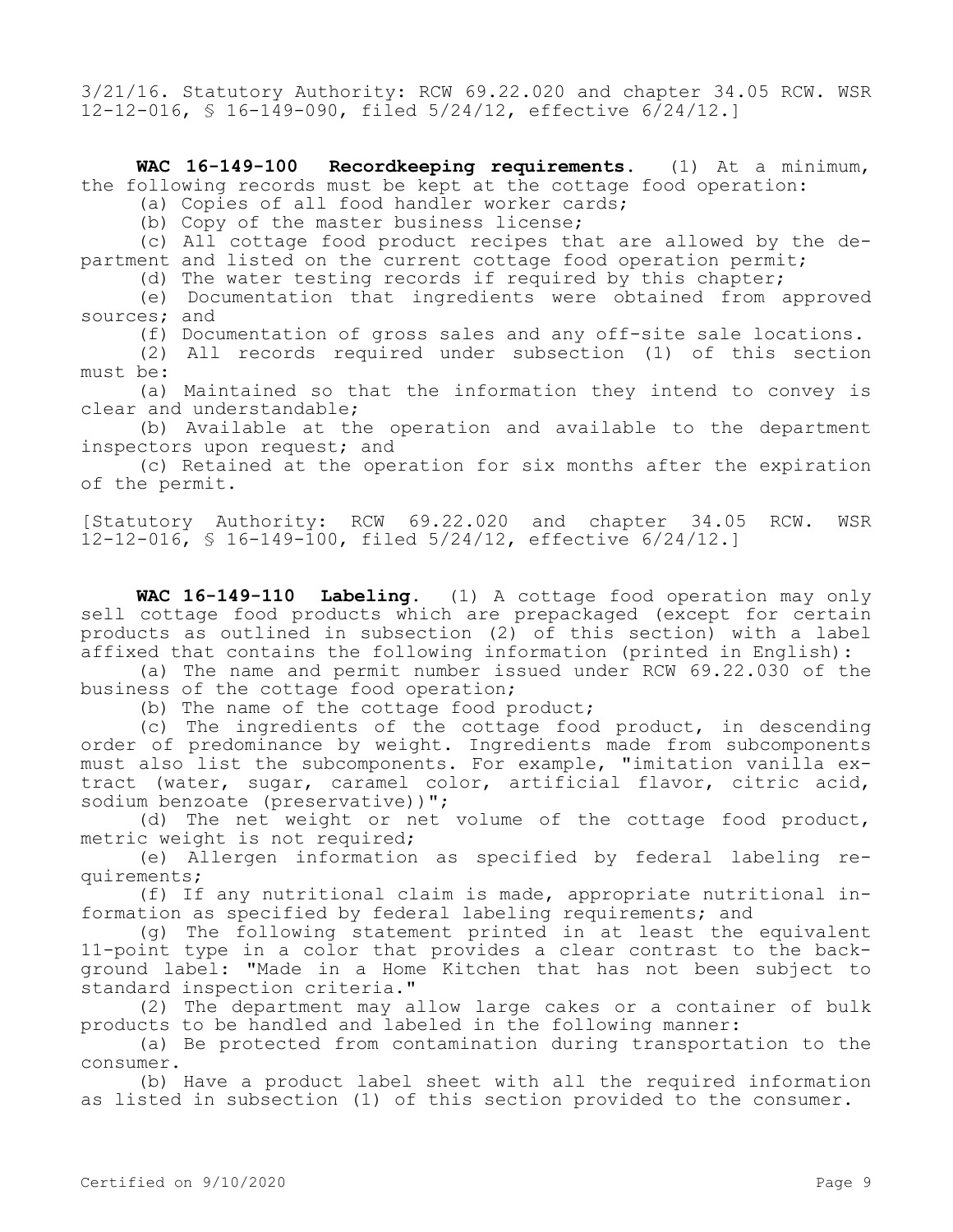3/21/16. Statutory Authority: RCW 69.22.020 and chapter 34.05 RCW. WSR 12-12-016, § 16-149-090, filed 5/24/12, effective 6/24/12.]

**WAC 16-149-100 Recordkeeping requirements.** (1) At a minimum, the following records must be kept at the cottage food operation:

(a) Copies of all food handler worker cards;

(b) Copy of the master business license;

(c) All cottage food product recipes that are allowed by the department and listed on the current cottage food operation permit;

(d) The water testing records if required by this chapter;

(e) Documentation that ingredients were obtained from approved sources; and

(f) Documentation of gross sales and any off-site sale locations.

(2) All records required under subsection (1) of this section must be:

(a) Maintained so that the information they intend to convey is clear and understandable;

(b) Available at the operation and available to the department inspectors upon request; and

(c) Retained at the operation for six months after the expiration of the permit.

[Statutory Authority: RCW 69.22.020 and chapter 34.05 RCW. WSR 12-12-016, § 16-149-100, filed 5/24/12, effective 6/24/12.]

**WAC 16-149-110 Labeling.** (1) A cottage food operation may only sell cottage food products which are prepackaged (except for certain products as outlined in subsection (2) of this section) with a label affixed that contains the following information (printed in English):

(a) The name and permit number issued under RCW 69.22.030 of the business of the cottage food operation;

(b) The name of the cottage food product;

(c) The ingredients of the cottage food product, in descending order of predominance by weight. Ingredients made from subcomponents must also list the subcomponents. For example, "imitation vanilla extract (water, sugar, caramel color, artificial flavor, citric acid, sodium benzoate (preservative))";

(d) The net weight or net volume of the cottage food product, metric weight is not required;

(e) Allergen information as specified by federal labeling requirements;

(f) If any nutritional claim is made, appropriate nutritional information as specified by federal labeling requirements; and

(g) The following statement printed in at least the equivalent 11-point type in a color that provides a clear contrast to the background label: "Made in a Home Kitchen that has not been subject to standard inspection criteria."

(2) The department may allow large cakes or a container of bulk products to be handled and labeled in the following manner:

(a) Be protected from contamination during transportation to the consumer.

(b) Have a product label sheet with all the required information as listed in subsection (1) of this section provided to the consumer.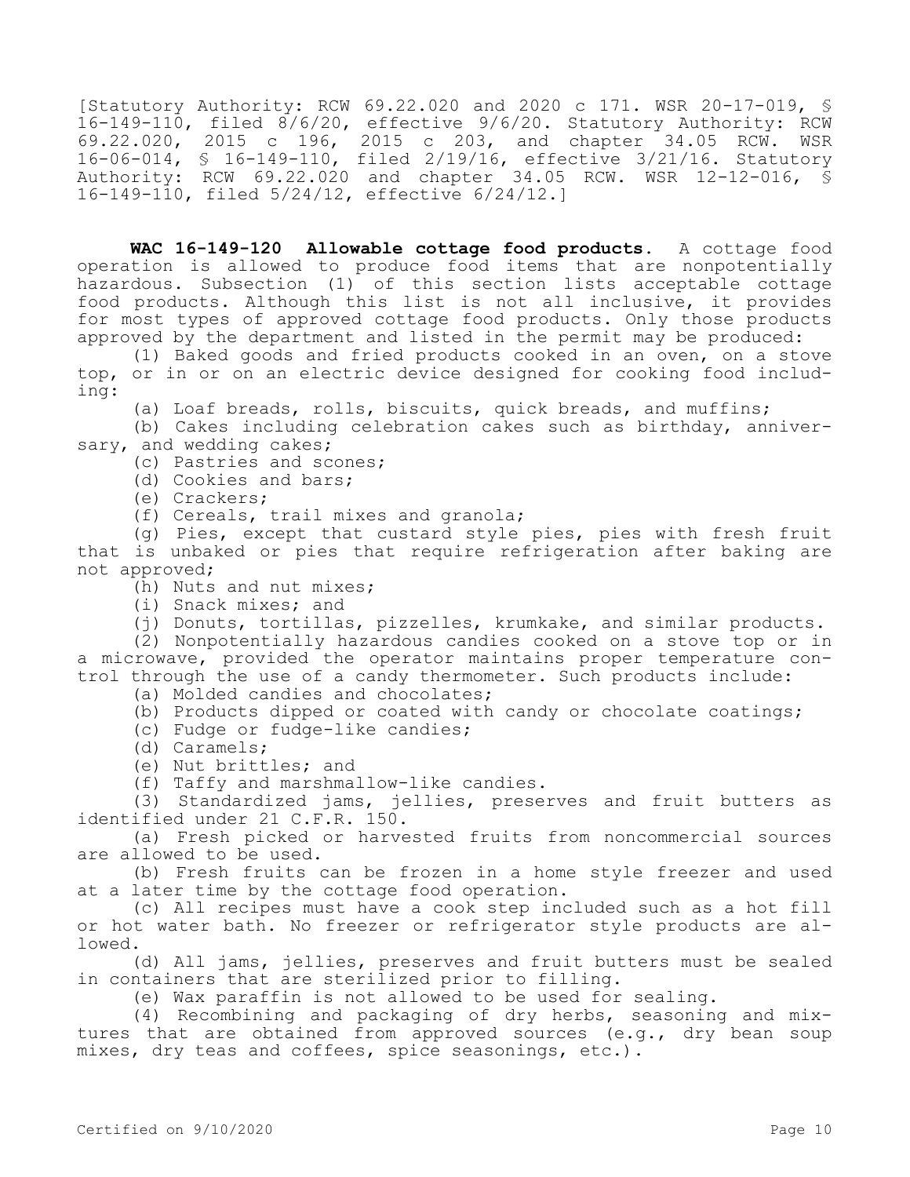[Statutory Authority: RCW 69.22.020 and 2020 c 171. WSR 20-17-019, § 16-149-110, filed 8/6/20, effective 9/6/20. Statutory Authority: RCW 69.22.020, 2015 c 196, 2015 c 203, and chapter 34.05 RCW. WSR 16-06-014, § 16-149-110, filed 2/19/16, effective 3/21/16. Statutory Authority: RCW 69.22.020 and chapter 34.05 RCW. WSR 12-12-016, § 16-149-110, filed 5/24/12, effective 6/24/12.]

**WAC 16-149-120 Allowable cottage food products.** A cottage food operation is allowed to produce food items that are nonpotentially hazardous. Subsection (1) of this section lists acceptable cottage food products. Although this list is not all inclusive, it provides for most types of approved cottage food products. Only those products approved by the department and listed in the permit may be produced:

(1) Baked goods and fried products cooked in an oven, on a stove top, or in or on an electric device designed for cooking food including:

(a) Loaf breads, rolls, biscuits, quick breads, and muffins;

(b) Cakes including celebration cakes such as birthday, anniversary, and wedding cakes;

(c) Pastries and scones;

(d) Cookies and bars;

(e) Crackers;

(f) Cereals, trail mixes and granola;

(g) Pies, except that custard style pies, pies with fresh fruit that is unbaked or pies that require refrigeration after baking are not approved;

(h) Nuts and nut mixes;

(i) Snack mixes; and

(j) Donuts, tortillas, pizzelles, krumkake, and similar products.

(2) Nonpotentially hazardous candies cooked on a stove top or in a microwave, provided the operator maintains proper temperature control through the use of a candy thermometer. Such products include:

(a) Molded candies and chocolates;

(b) Products dipped or coated with candy or chocolate coatings;

(c) Fudge or fudge-like candies;

(d) Caramels;

(e) Nut brittles; and

(f) Taffy and marshmallow-like candies.

(3) Standardized jams, jellies, preserves and fruit butters as identified under 21 C.F.R. 150.

(a) Fresh picked or harvested fruits from noncommercial sources are allowed to be used.

(b) Fresh fruits can be frozen in a home style freezer and used at a later time by the cottage food operation.

(c) All recipes must have a cook step included such as a hot fill or hot water bath. No freezer or refrigerator style products are allowed.

(d) All jams, jellies, preserves and fruit butters must be sealed in containers that are sterilized prior to filling.

(e) Wax paraffin is not allowed to be used for sealing.

(4) Recombining and packaging of dry herbs, seasoning and mixtures that are obtained from approved sources (e.g., dry bean soup mixes, dry teas and coffees, spice seasonings, etc.).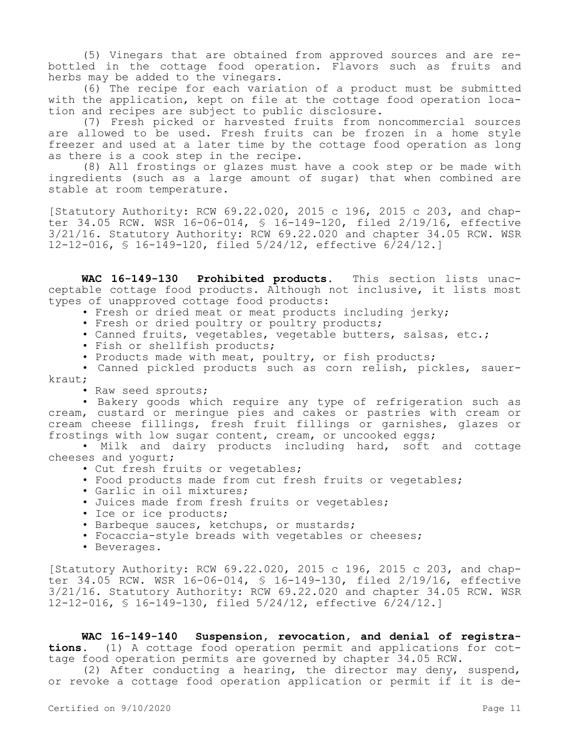(5) Vinegars that are obtained from approved sources and are rebottled in the cottage food operation. Flavors such as fruits and herbs may be added to the vinegars.

(6) The recipe for each variation of a product must be submitted with the application, kept on file at the cottage food operation location and recipes are subject to public disclosure.

(7) Fresh picked or harvested fruits from noncommercial sources are allowed to be used. Fresh fruits can be frozen in a home style freezer and used at a later time by the cottage food operation as long as there is a cook step in the recipe.

(8) All frostings or glazes must have a cook step or be made with ingredients (such as a large amount of sugar) that when combined are stable at room temperature.

[Statutory Authority: RCW 69.22.020, 2015 c 196, 2015 c 203, and chapter 34.05 RCW. WSR 16-06-014, § 16-149-120, filed 2/19/16, effective 3/21/16. Statutory Authority: RCW 69.22.020 and chapter 34.05 RCW. WSR 12-12-016, § 16-149-120, filed 5/24/12, effective 6/24/12.]

**WAC 16-149-130 Prohibited products.** This section lists unacceptable cottage food products. Although not inclusive, it lists most types of unapproved cottage food products:

- Fresh or dried meat or meat products including jerky;
- Fresh or dried poultry or poultry products;
- Canned fruits, vegetables, vegetable butters, salsas, etc.;
- Fish or shellfish products;
- Products made with meat, poultry, or fish products;
- Canned pickled products such as corn relish, pickles, sauerkraut;
- Raw seed sprouts;
- Bakery goods which require any type of refrigeration such as cream, custard or meringue pies and cakes or pastries with cream or cream cheese fillings, fresh fruit fillings or garnishes, glazes or frostings with low sugar content, cream, or uncooked eggs;
- Milk and dairy products including hard, soft and cottage cheeses and yogurt;
- Cut fresh fruits or vegetables;
- Food products made from cut fresh fruits or vegetables;
- Garlic in oil mixtures;
- Juices made from fresh fruits or vegetables;
- Ice or ice products;
- Barbeque sauces, ketchups, or mustards;
- Focaccia-style breads with vegetables or cheeses;
- Beverages.

[Statutory Authority: RCW 69.22.020, 2015 c 196, 2015 c 203, and chapter 34.05 RCW. WSR 16-06-014, § 16-149-130, filed 2/19/16, effective 3/21/16. Statutory Authority: RCW 69.22.020 and chapter 34.05 RCW. WSR 12-12-016, § 16-149-130, filed 5/24/12, effective 6/24/12.]

**WAC 16-149-140 Suspension, revocation, and denial of registrations.** (1) A cottage food operation permit and applications for cottage food operation permits are governed by chapter 34.05 RCW.

(2) After conducting a hearing, the director may deny, suspend, or revoke a cottage food operation application or permit if it is de-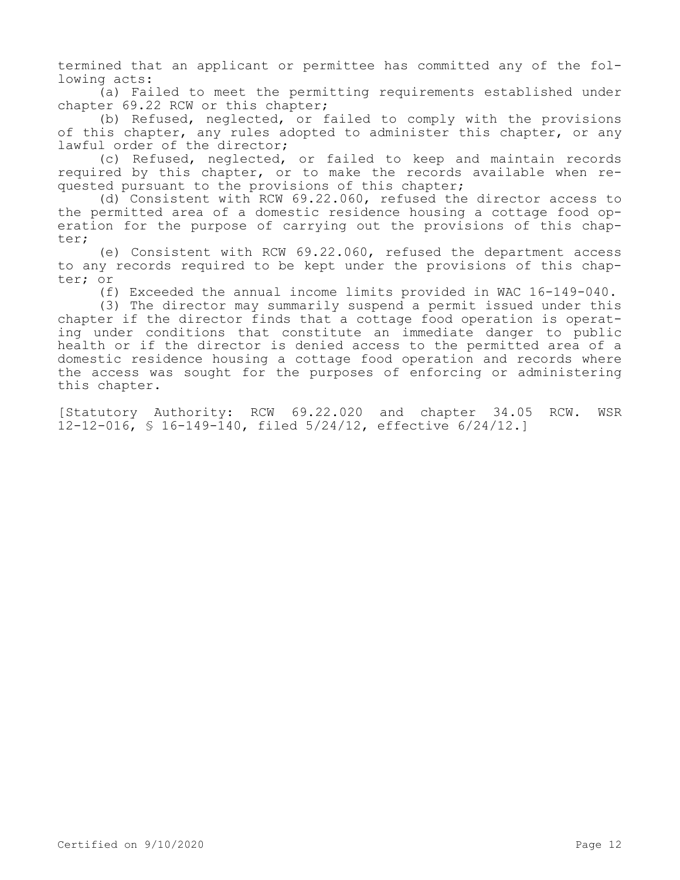termined that an applicant or permittee has committed any of the following acts:

(a) Failed to meet the permitting requirements established under chapter 69.22 RCW or this chapter;

(b) Refused, neglected, or failed to comply with the provisions of this chapter, any rules adopted to administer this chapter, or any lawful order of the director;

(c) Refused, neglected, or failed to keep and maintain records required by this chapter, or to make the records available when requested pursuant to the provisions of this chapter;

(d) Consistent with RCW 69.22.060, refused the director access to the permitted area of a domestic residence housing a cottage food operation for the purpose of carrying out the provisions of this chapter;

(e) Consistent with RCW 69.22.060, refused the department access to any records required to be kept under the provisions of this chapter; or

(f) Exceeded the annual income limits provided in WAC 16-149-040.

(3) The director may summarily suspend a permit issued under this chapter if the director finds that a cottage food operation is operating under conditions that constitute an immediate danger to public health or if the director is denied access to the permitted area of a domestic residence housing a cottage food operation and records where the access was sought for the purposes of enforcing or administering this chapter.

[Statutory Authority: RCW 69.22.020 and chapter 34.05 RCW. WSR 12-12-016, § 16-149-140, filed 5/24/12, effective 6/24/12.]